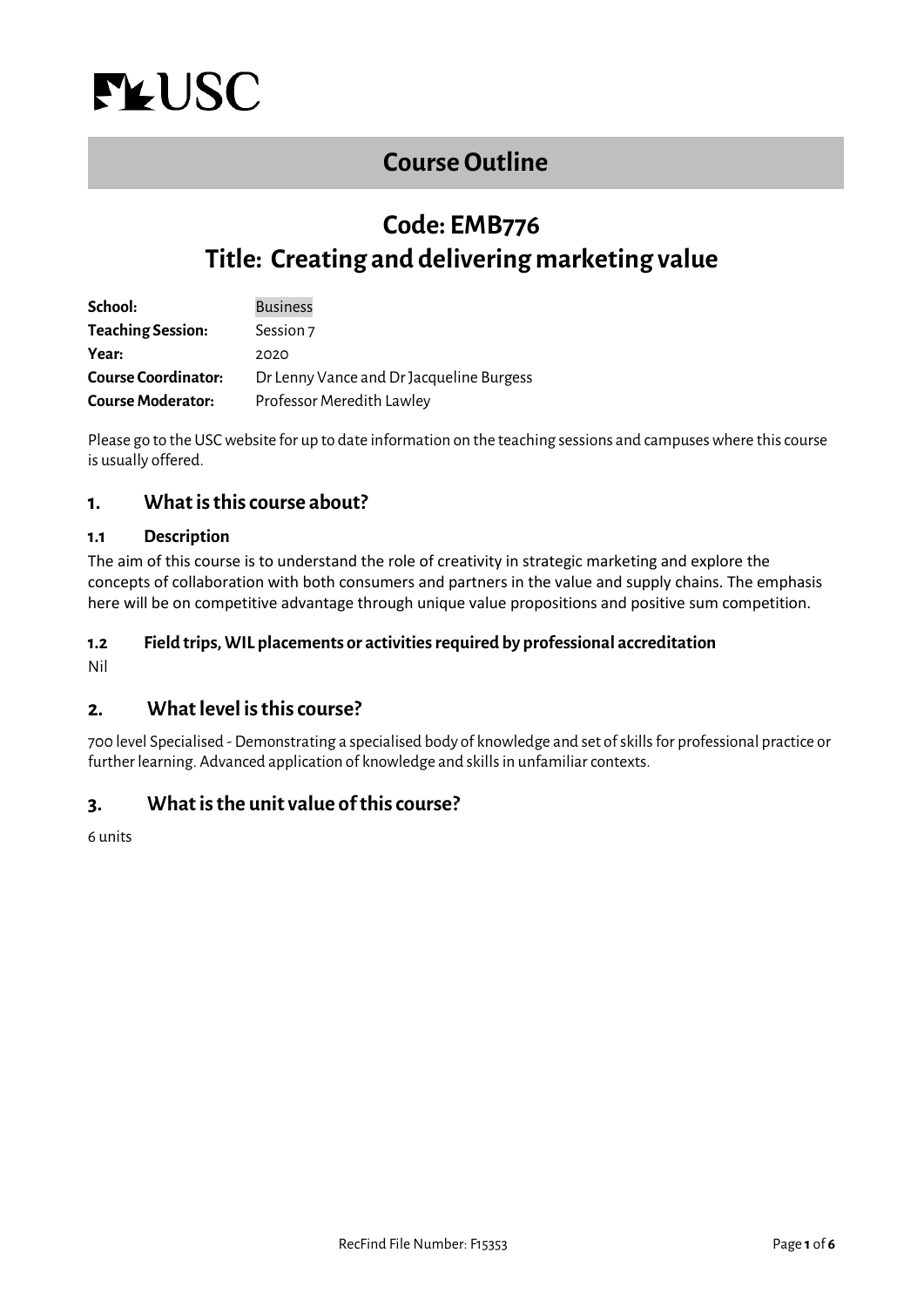USC

# Course Outline

## Code: EMB776
## Title: Creating and delivering marketing value

| | |
|---|---|
| **School:** | Business |
| **Teaching Session:** | Session 7 |
| **Year:** | 2020 |
| **Course Coordinator:** | Dr Lenny Vance and Dr Jacqueline Burgess |
| **Course Moderator:** | Professor Meredith Lawley |

Please go to the USC website for up to date information on the teaching sessions and campuses where this course is usually offered.

## 1. What is this course about?

### 1.1 Description

The aim of this course is to understand the role of creativity in strategic marketing and explore the concepts of collaboration with both consumers and partners in the value and supply chains. The emphasis here will be on competitive advantage through unique value propositions and positive sum competition.

### 1.2 Field trips, WIL placements or activities required by professional accreditation

Nil

## 2. What level is this course?

700 level Specialised - Demonstrating a specialised body of knowledge and set of skills for professional practice or further learning. Advanced application of knowledge and skills in unfamiliar contexts.

## 3. What is the unit value of this course?

6 units

RecFind File Number: F15353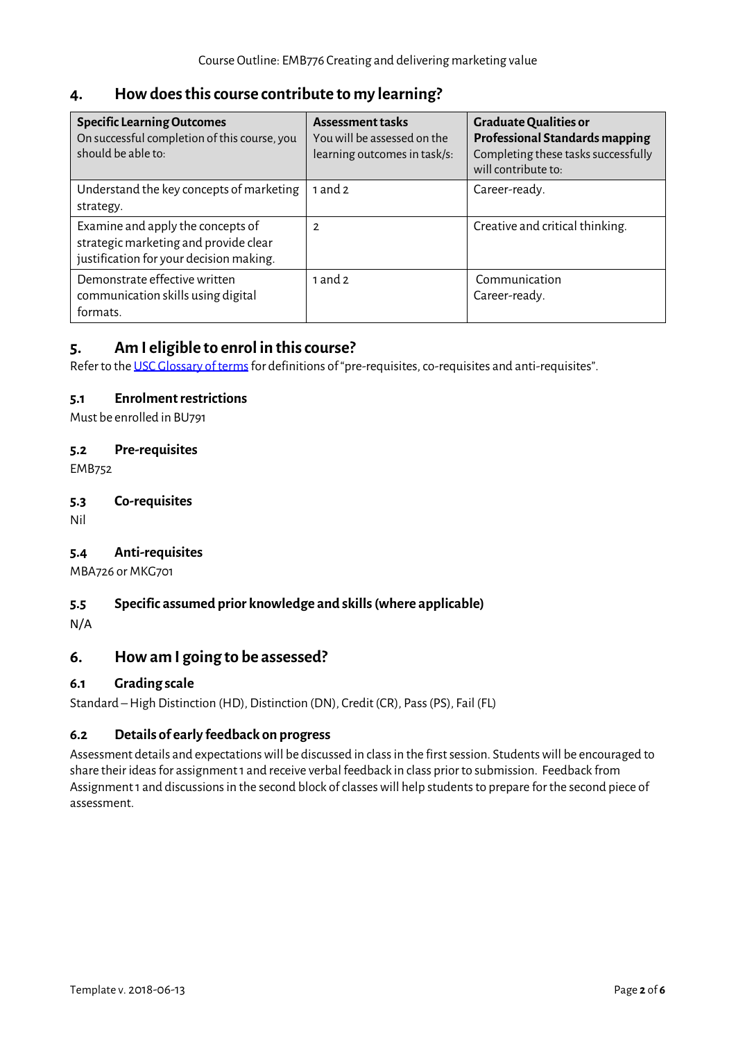## 4. How does this course contribute to my learning?

| **Specific Learning Outcomes** On successful completion of this course, you should be able to: | **Assessment tasks** You will be assessed on the learning outcomes in task/s: | **Graduate Qualities or Professional Standards mapping** Completing these tasks successfully will contribute to: |
|---|---|---|
| Understand the key concepts of marketing strategy. | 1 and 2 | Career-ready. |
| Examine and apply the concepts of strategic marketing and provide clear justification for your decision making. | 2 | Creative and critical thinking. |
| Demonstrate effective written communication skills using digital formats. | 1 and 2 | Communication Career-ready. |

## 5. Am I eligible to enrol in this course?

Refer to the USC Glossary of terms for definitions of "pre-requisites, co-requisites and anti-requisites".

### 5.1 Enrolment restrictions

Must be enrolled in BU791

### 5.2 Pre-requisites

EMB752

### 5.3 Co-requisites

Nil

### 5.4 Anti-requisites

MBA726 or MKG701

### 5.5 Specific assumed prior knowledge and skills (where applicable)

N/A

## 6. How am I going to be assessed?

### 6.1 Grading scale

Standard – High Distinction (HD), Distinction (DN), Credit (CR), Pass (PS), Fail (FL)

### 6.2 Details of early feedback on progress

Assessment details and expectations will be discussed in class in the first session. Students will be encouraged to share their ideas for assignment 1 and receive verbal feedback in class prior to submission. Feedback from Assignment 1 and discussions in the second block of classes will help students to prepare for the second piece of assessment.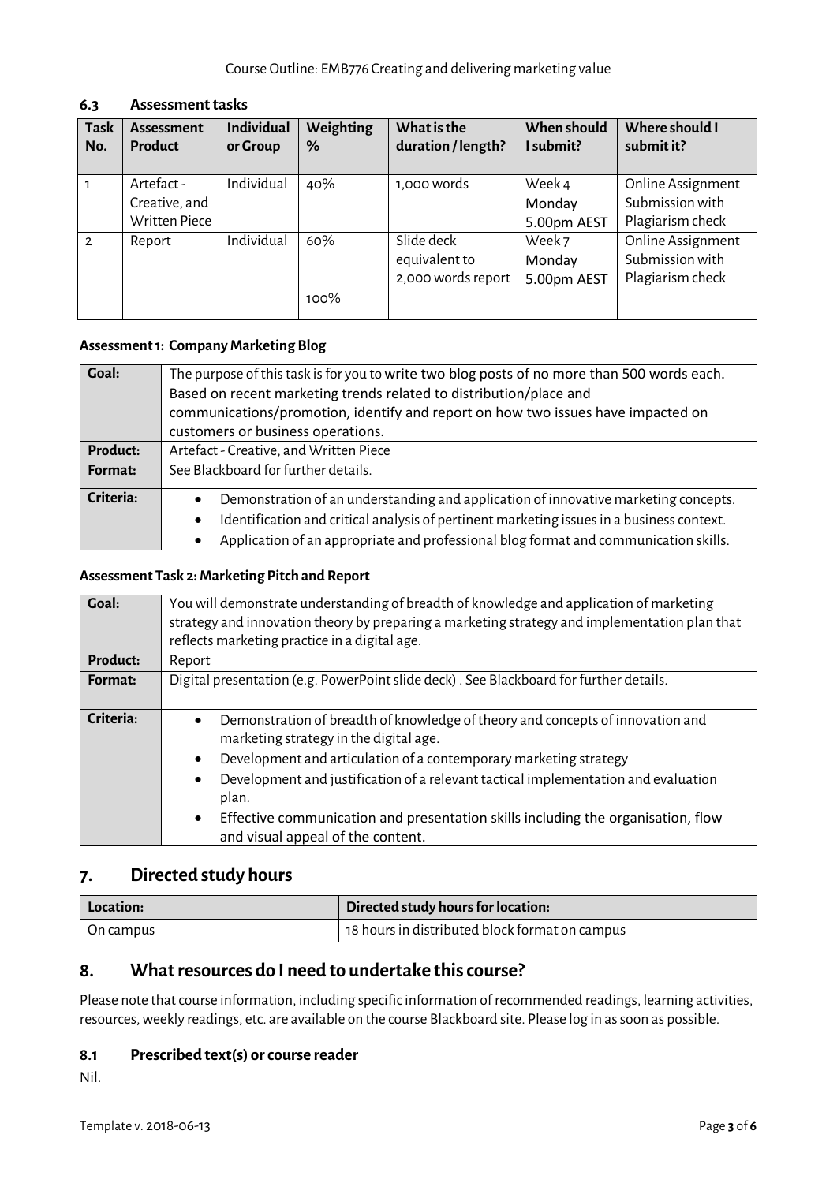### 6.3 Assessment tasks

| Task No. | Assessment Product | Individual or Group | Weighting % | What is the duration / length? | When should I submit? | Where should I submit it? |
|---|---|---|---|---|---|---|
| 1 | Artefact - Creative, and Written Piece | Individual | 40% | 1,000 words | Week 4 Monday 5.00pm AEST | Online Assignment Submission with Plagiarism check |
| 2 | Report | Individual | 60% | Slide deck equivalent to 2,000 words report | Week 7 Monday 5.00pm AEST | Online Assignment Submission with Plagiarism check |
| | | | 100% | | | |

#### Assessment 1: Company Marketing Blog

| | |
|---|---|
| **Goal:** | The purpose of this task is for you to write two blog posts of no more than 500 words each. Based on recent marketing trends related to distribution/place and communications/promotion, identify and report on how two issues have impacted on customers or business operations. |
| **Product:** | Artefact - Creative, and Written Piece |
| **Format:** | See Blackboard for further details. |
| **Criteria:** | • Demonstration of an understanding and application of innovative marketing concepts.<br>• Identification and critical analysis of pertinent marketing issues in a business context.<br>• Application of an appropriate and professional blog format and communication skills. |

#### Assessment Task 2: Marketing Pitch and Report

| | |
|---|---|
| **Goal:** | You will demonstrate understanding of breadth of knowledge and application of marketing strategy and innovation theory by preparing a marketing strategy and implementation plan that reflects marketing practice in a digital age. |
| **Product:** | Report |
| **Format:** | Digital presentation (e.g. PowerPoint slide deck) . See Blackboard for further details. |
| **Criteria:** | • Demonstration of breadth of knowledge of theory and concepts of innovation and marketing strategy in the digital age.<br>• Development and articulation of a contemporary marketing strategy<br>• Development and justification of a relevant tactical implementation and evaluation plan.<br>• Effective communication and presentation skills including the organisation, flow and visual appeal of the content. |

## 7. Directed study hours

| Location: | Directed study hours for location: |
|---|---|
| On campus | 18 hours in distributed block format on campus |

## 8. What resources do I need to undertake this course?

Please note that course information, including specific information of recommended readings, learning activities, resources, weekly readings, etc. are available on the course Blackboard site. Please log in as soon as possible.

### 8.1 Prescribed text(s) or course reader

Nil.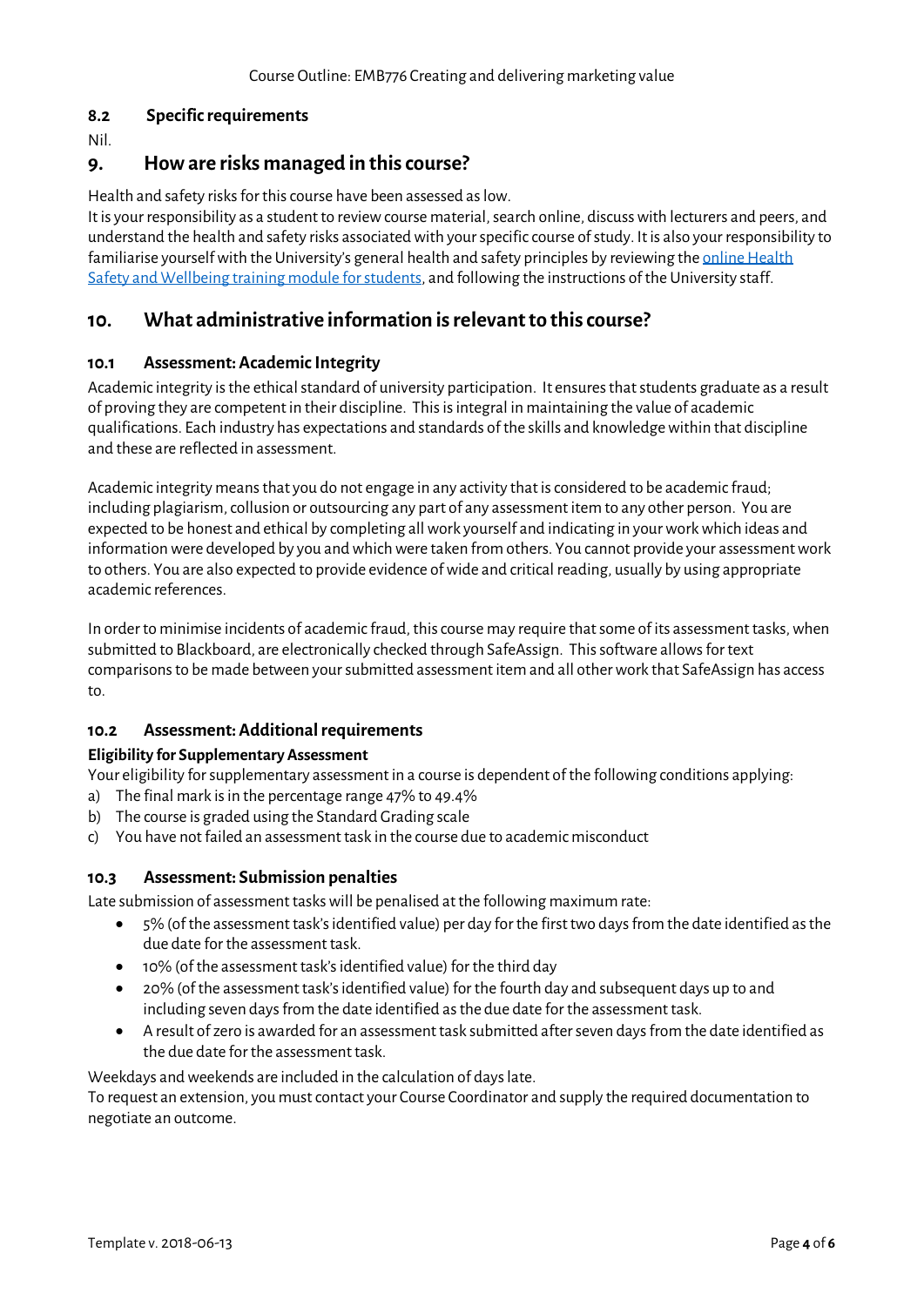### 8.2 Specific requirements

Nil.

## 9. How are risks managed in this course?

Health and safety risks for this course have been assessed as low.
It is your responsibility as a student to review course material, search online, discuss with lecturers and peers, and understand the health and safety risks associated with your specific course of study. It is also your responsibility to familiarise yourself with the University's general health and safety principles by reviewing the [online Health Safety and Wellbeing training module for students](), and following the instructions of the University staff.

## 10. What administrative information is relevant to this course?

### 10.1 Assessment: Academic Integrity

Academic integrity is the ethical standard of university participation. It ensures that students graduate as a result of proving they are competent in their discipline. This is integral in maintaining the value of academic qualifications. Each industry has expectations and standards of the skills and knowledge within that discipline and these are reflected in assessment.

Academic integrity means that you do not engage in any activity that is considered to be academic fraud; including plagiarism, collusion or outsourcing any part of any assessment item to any other person. You are expected to be honest and ethical by completing all work yourself and indicating in your work which ideas and information were developed by you and which were taken from others. You cannot provide your assessment work to others. You are also expected to provide evidence of wide and critical reading, usually by using appropriate academic references.

In order to minimise incidents of academic fraud, this course may require that some of its assessment tasks, when submitted to Blackboard, are electronically checked through SafeAssign. This software allows for text comparisons to be made between your submitted assessment item and all other work that SafeAssign has access to.

### 10.2 Assessment: Additional requirements

**Eligibility for Supplementary Assessment**

Your eligibility for supplementary assessment in a course is dependent of the following conditions applying:

a) The final mark is in the percentage range 47% to 49.4%
b) The course is graded using the Standard Grading scale
c) You have not failed an assessment task in the course due to academic misconduct

### 10.3 Assessment: Submission penalties

Late submission of assessment tasks will be penalised at the following maximum rate:

- 5% (of the assessment task's identified value) per day for the first two days from the date identified as the due date for the assessment task.
- 10% (of the assessment task's identified value) for the third day
- 20% (of the assessment task's identified value) for the fourth day and subsequent days up to and including seven days from the date identified as the due date for the assessment task.
- A result of zero is awarded for an assessment task submitted after seven days from the date identified as the due date for the assessment task.

Weekdays and weekends are included in the calculation of days late.
To request an extension, you must contact your Course Coordinator and supply the required documentation to negotiate an outcome.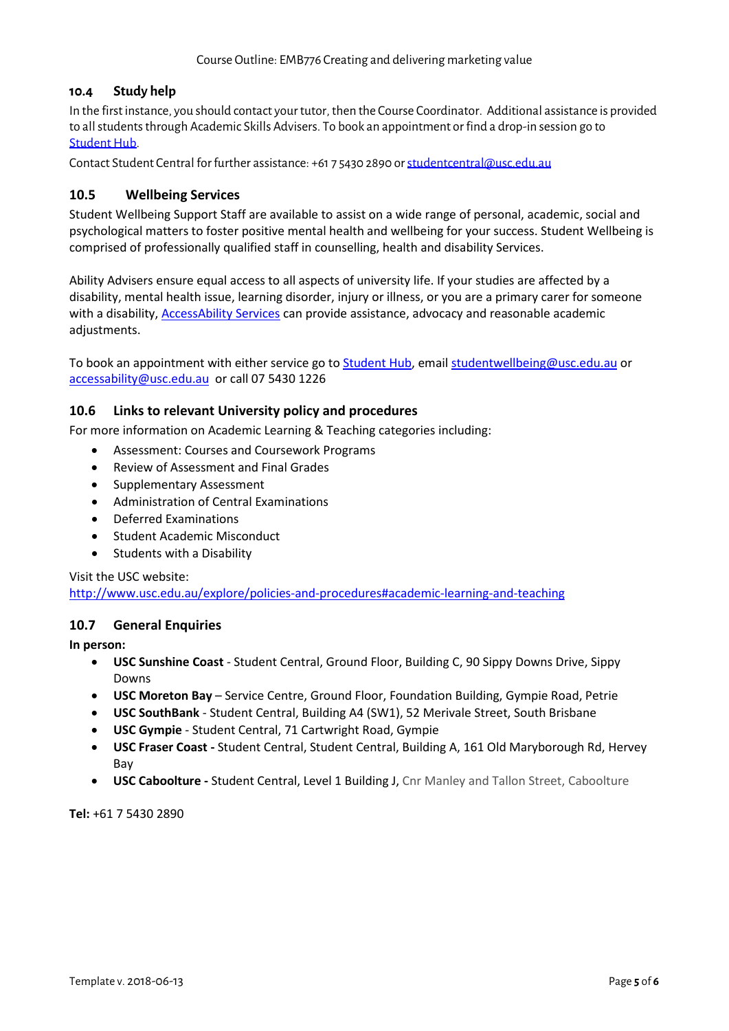### 10.4 Study help

In the first instance, you should contact your tutor, then the Course Coordinator. Additional assistance is provided to all students through Academic Skills Advisers. To book an appointment or find a drop-in session go to Student Hub.

Contact Student Central for further assistance: +61 7 5430 2890 or studentcentral@usc.edu.au

### 10.5 Wellbeing Services

Student Wellbeing Support Staff are available to assist on a wide range of personal, academic, social and psychological matters to foster positive mental health and wellbeing for your success. Student Wellbeing is comprised of professionally qualified staff in counselling, health and disability Services.

Ability Advisers ensure equal access to all aspects of university life. If your studies are affected by a disability, mental health issue, learning disorder, injury or illness, or you are a primary carer for someone with a disability, AccessAbility Services can provide assistance, advocacy and reasonable academic adjustments.

To book an appointment with either service go to Student Hub, email studentwellbeing@usc.edu.au or accessability@usc.edu.au or call 07 5430 1226

### 10.6 Links to relevant University policy and procedures

For more information on Academic Learning & Teaching categories including:

- Assessment: Courses and Coursework Programs
- Review of Assessment and Final Grades
- Supplementary Assessment
- Administration of Central Examinations
- Deferred Examinations
- Student Academic Misconduct
- Students with a Disability

Visit the USC website:
http://www.usc.edu.au/explore/policies-and-procedures#academic-learning-and-teaching

### 10.7 General Enquiries

**In person:**

- **USC Sunshine Coast** - Student Central, Ground Floor, Building C, 90 Sippy Downs Drive, Sippy Downs
- **USC Moreton Bay** – Service Centre, Ground Floor, Foundation Building, Gympie Road, Petrie
- **USC SouthBank** - Student Central, Building A4 (SW1), 52 Merivale Street, South Brisbane
- **USC Gympie** - Student Central, 71 Cartwright Road, Gympie
- **USC Fraser Coast -** Student Central, Student Central, Building A, 161 Old Maryborough Rd, Hervey Bay
- **USC Caboolture -** Student Central, Level 1 Building J, Cnr Manley and Tallon Street, Caboolture

**Tel:** +61 7 5430 2890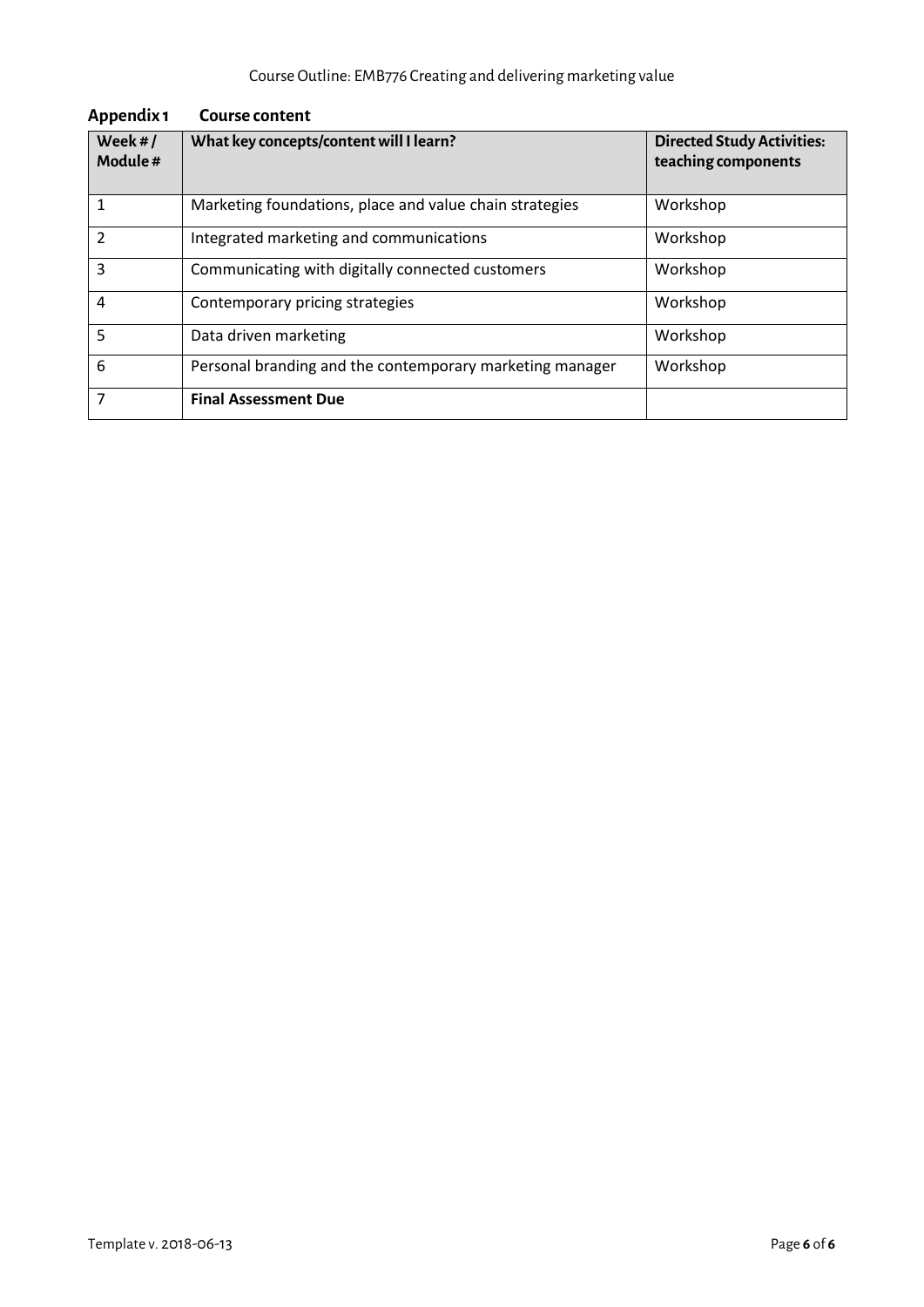## Appendix 1 Course content

| Week # / Module # | What key concepts/content will I learn? | Directed Study Activities: teaching components |
|---|---|---|
| 1 | Marketing foundations, place and value chain strategies | Workshop |
| 2 | Integrated marketing and communications | Workshop |
| 3 | Communicating with digitally connected customers | Workshop |
| 4 | Contemporary pricing strategies | Workshop |
| 5 | Data driven marketing | Workshop |
| 6 | Personal branding and the contemporary marketing manager | Workshop |
| 7 | **Final Assessment Due** | |